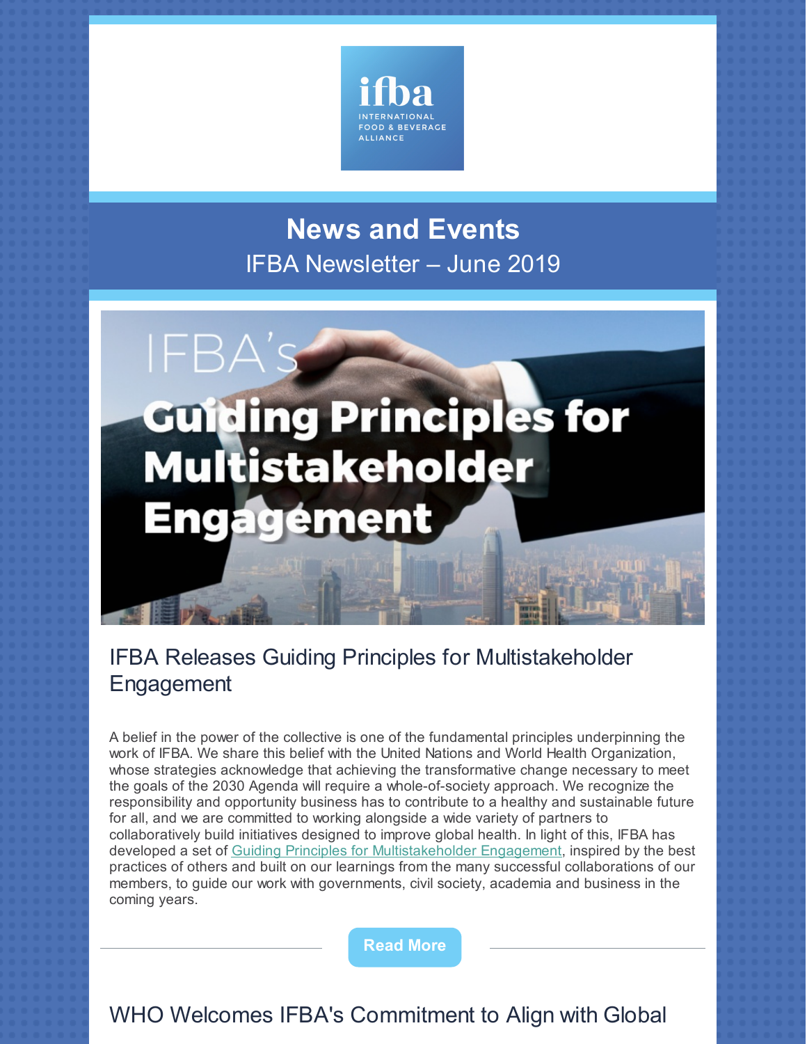ifba
INTERNATIONAL FOOD & BEVERAGE ALLIANCE

# News and Events

IFBA Newsletter – June 2019

IFBA's Guiding Principles for Multistakeholder Engagement

## IFBA Releases Guiding Principles for Multistakeholder Engagement

A belief in the power of the collective is one of the fundamental principles underpinning the work of IFBA. We share this belief with the United Nations and World Health Organization, whose strategies acknowledge that achieving the transformative change necessary to meet the goals of the 2030 Agenda will require a whole-of-society approach. We recognize the responsibility and opportunity business has to contribute to a healthy and sustainable future for all, and we are committed to working alongside a wide variety of partners to collaboratively build initiatives designed to improve global health. In light of this, IFBA has developed a set of Guiding Principles for Multistakeholder Engagement, inspired by the best practices of others and built on our learnings from the many successful collaborations of our members, to guide our work with governments, civil society, academia and business in the coming years.

**Read More**

## WHO Welcomes IFBA's Commitment to Align with Global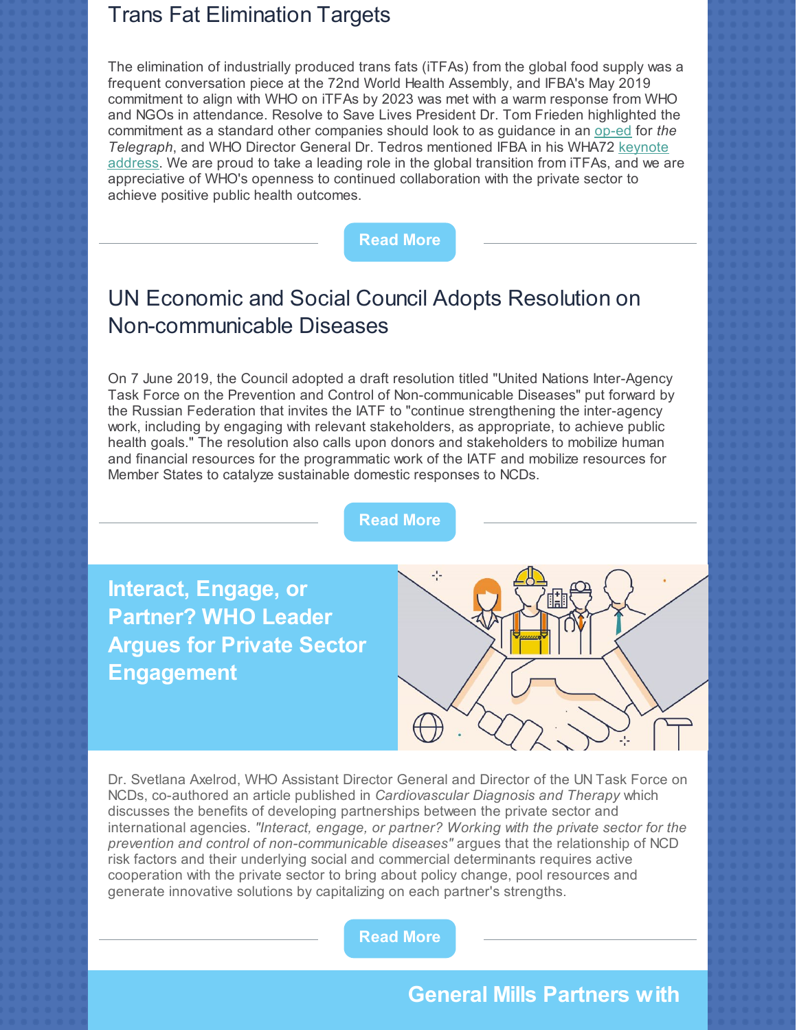## Trans Fat Elimination Targets

The elimination of industrially produced trans fats (iTFAs) from the global food supply was a frequent conversation piece at the 72nd World Health Assembly, and IFBA's May 2019 commitment to align with WHO on iTFAs by 2023 was met with a warm response from WHO and NGOs in attendance. Resolve to Save Lives President Dr. Tom Frieden highlighted the commitment as a standard other companies should look to as guidance in an op-ed for *the Telegraph*, and WHO Director General Dr. Tedros mentioned IFBA in his WHA72 keynote address. We are proud to take a leading role in the global transition from iTFAs, and we are appreciative of WHO's openness to continued collaboration with the private sector to achieve positive public health outcomes.

Read More

## UN Economic and Social Council Adopts Resolution on Non-communicable Diseases

On 7 June 2019, the Council adopted a draft resolution titled "United Nations Inter-Agency Task Force on the Prevention and Control of Non-communicable Diseases" put forward by the Russian Federation that invites the IATF to "continue strengthening the inter-agency work, including by engaging with relevant stakeholders, as appropriate, to achieve public health goals." The resolution also calls upon donors and stakeholders to mobilize human and financial resources for the programmatic work of the IATF and mobilize resources for Member States to catalyze sustainable domestic responses to NCDs.

Read More

## Interact, Engage, or Partner? WHO Leader Argues for Private Sector Engagement

Dr. Svetlana Axelrod, WHO Assistant Director General and Director of the UN Task Force on NCDs, co-authored an article published in *Cardiovascular Diagnosis and Therapy* which discusses the benefits of developing partnerships between the private sector and international agencies. *"Interact, engage, or partner? Working with the private sector for the prevention and control of non-communicable diseases"* argues that the relationship of NCD risk factors and their underlying social and commercial determinants requires active cooperation with the private sector to bring about policy change, pool resources and generate innovative solutions by capitalizing on each partner's strengths.

Read More

## General Mills Partners with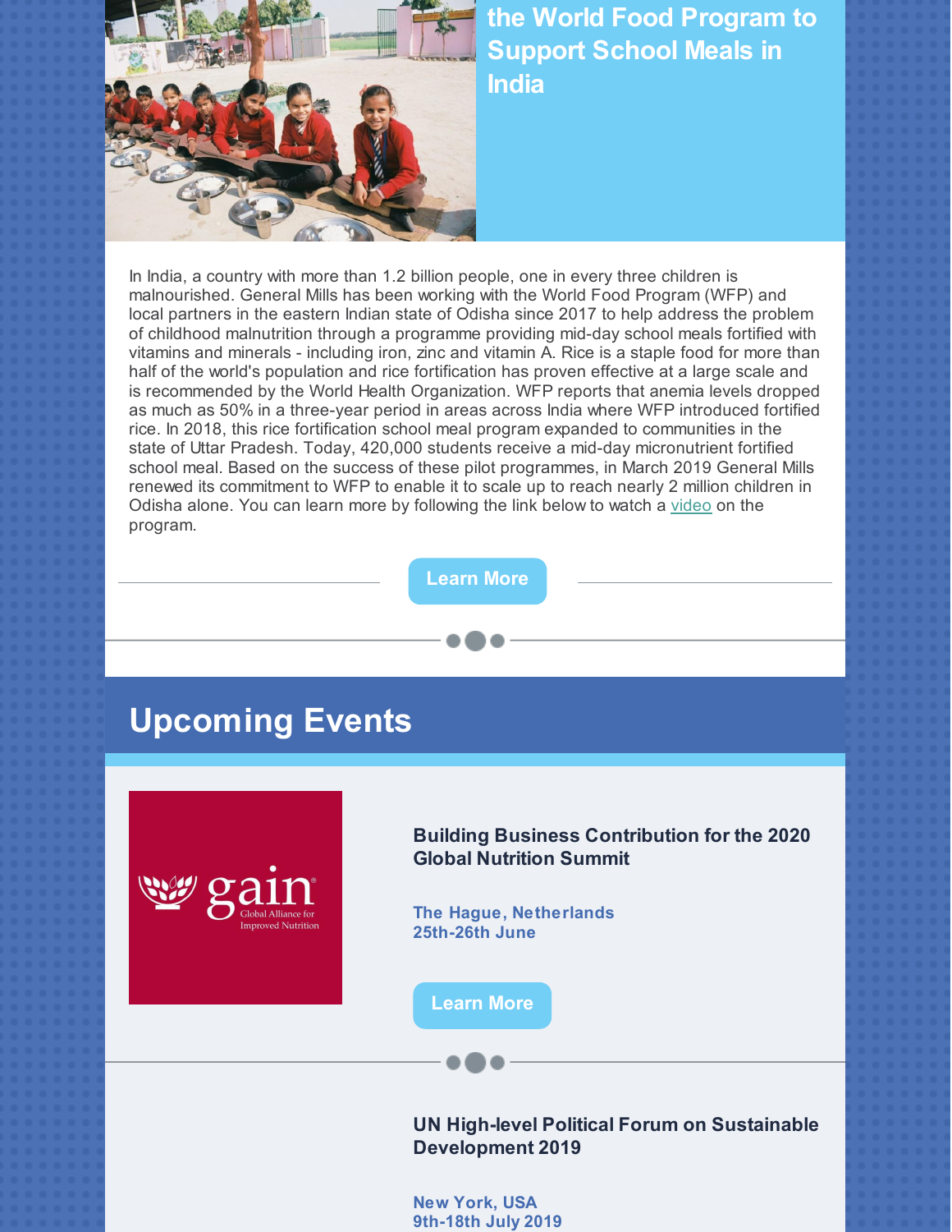## the World Food Program to Support School Meals in India

In India, a country with more than 1.2 billion people, one in every three children is malnourished. General Mills has been working with the World Food Program (WFP) and local partners in the eastern Indian state of Odisha since 2017 to help address the problem of childhood malnutrition through a programme providing mid-day school meals fortified with vitamins and minerals - including iron, zinc and vitamin A. Rice is a staple food for more than half of the world's population and rice fortification has proven effective at a large scale and is recommended by the World Health Organization. WFP reports that anemia levels dropped as much as 50% in a three-year period in areas across India where WFP introduced fortified rice. In 2018, this rice fortification school meal program expanded to communities in the state of Uttar Pradesh. Today, 420,000 students receive a mid-day micronutrient fortified school meal. Based on the success of these pilot programmes, in March 2019 General Mills renewed its commitment to WFP to enable it to scale up to reach nearly 2 million children in Odisha alone. You can learn more by following the link below to watch a video on the program.

Learn More

# Upcoming Events

gain Global Alliance for Improved Nutrition

### Building Business Contribution for the 2020 Global Nutrition Summit

**The Hague, Netherlands**
**25th-26th June**

Learn More

### UN High-level Political Forum on Sustainable Development 2019

**New York, USA**
**9th-18th July 2019**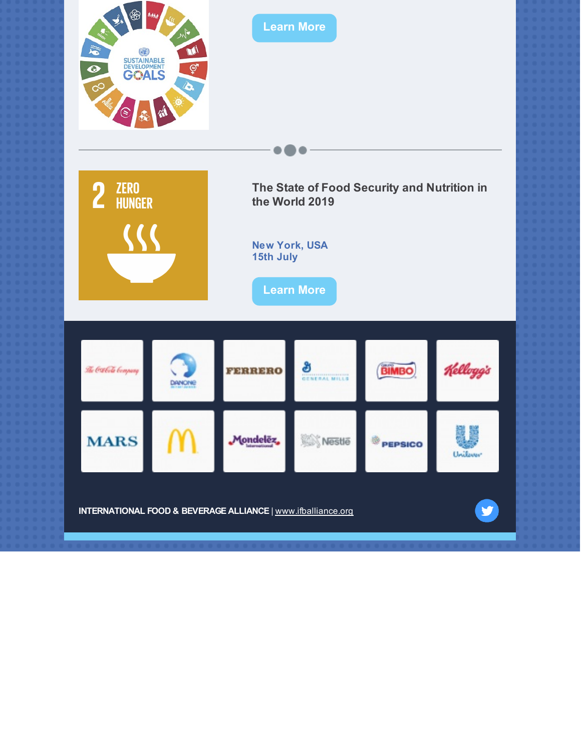Learn More

## The State of Food Security and Nutrition in the World 2019

**New York, USA**
**15th July**

Learn More

**INTERNATIONAL FOOD & BEVERAGE ALLIANCE** | www.ifballiance.org